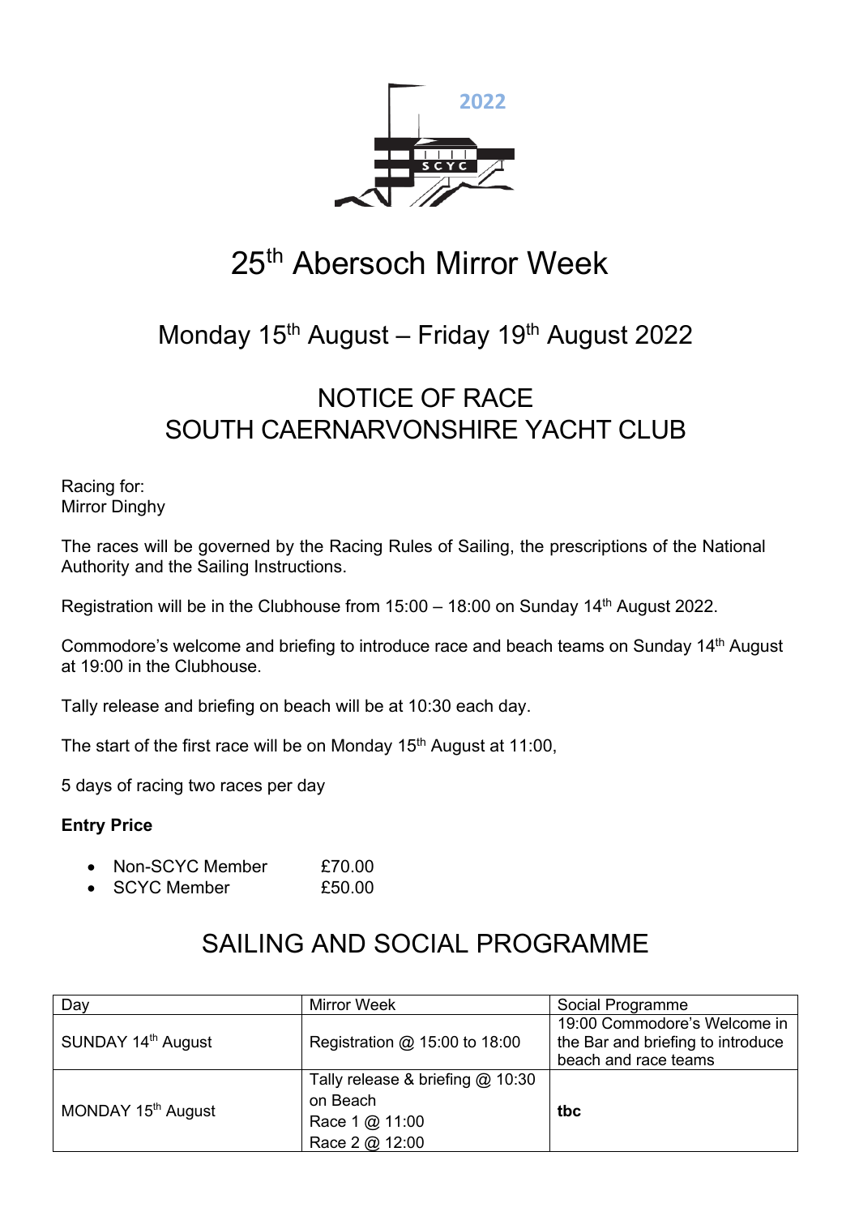2022

SCYC

# 25th Abersoch Mirror Week

## Monday 15th August – Friday 19th August 2022

## NOTICE OF RACE
## SOUTH CAERNARVONSHIRE YACHT CLUB

Racing for:
Mirror Dinghy

The races will be governed by the Racing Rules of Sailing, the prescriptions of the National Authority and the Sailing Instructions.

Registration will be in the Clubhouse from 15:00 – 18:00 on Sunday 14th August 2022.

Commodore's welcome and briefing to introduce race and beach teams on Sunday 14th August at 19:00 in the Clubhouse.

Tally release and briefing on beach will be at 10:30 each day.

The start of the first race will be on Monday 15th August at 11:00,

5 days of racing two races per day

**Entry Price**

- Non-SCYC Member £70.00
- SCYC Member £50.00

## SAILING AND SOCIAL PROGRAMME

| Day | Mirror Week | Social Programme |
|---|---|---|
| SUNDAY 14th August | Registration @ 15:00 to 18:00 | 19:00 Commodore's Welcome in the Bar and briefing to introduce beach and race teams |
| MONDAY 15th August | Tally release & briefing @ 10:30 on Beach<br>Race 1 @ 11:00<br>Race 2 @ 12:00 | **tbc** |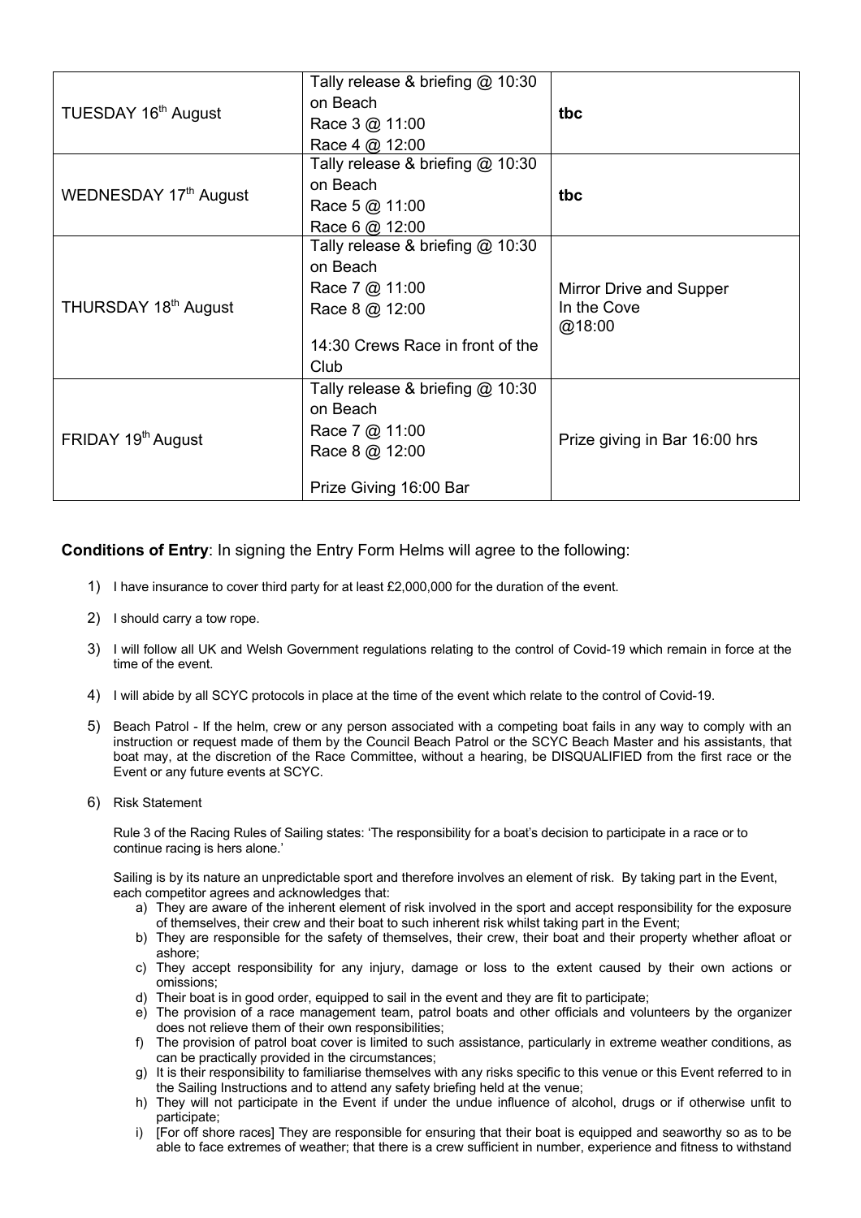| | | |
|---|---|---|
| TUESDAY 16th August | Tally release & briefing @ 10:30 on Beach<br>Race 3 @ 11:00<br>Race 4 @ 12:00 | **tbc** |
| WEDNESDAY 17th August | Tally release & briefing @ 10:30 on Beach<br>Race 5 @ 11:00<br>Race 6 @ 12:00 | **tbc** |
| THURSDAY 18th August | Tally release & briefing @ 10:30 on Beach<br>Race 7 @ 11:00<br>Race 8 @ 12:00<br><br>14:30 Crews Race in front of the Club | Mirror Drive and Supper<br>In the Cove<br>@18:00 |
| FRIDAY 19th August | Tally release & briefing @ 10:30 on Beach<br>Race 7 @ 11:00<br>Race 8 @ 12:00<br><br>Prize Giving 16:00 Bar | Prize giving in Bar 16:00 hrs |

**Conditions of Entry**: In signing the Entry Form Helms will agree to the following:

1) I have insurance to cover third party for at least £2,000,000 for the duration of the event.

2) I should carry a tow rope.

3) I will follow all UK and Welsh Government regulations relating to the control of Covid-19 which remain in force at the time of the event.

4) I will abide by all SCYC protocols in place at the time of the event which relate to the control of Covid-19.

5) Beach Patrol - If the helm, crew or any person associated with a competing boat fails in any way to comply with an instruction or request made of them by the Council Beach Patrol or the SCYC Beach Master and his assistants, that boat may, at the discretion of the Race Committee, without a hearing, be DISQUALIFIED from the first race or the Event or any future events at SCYC.

6) Risk Statement

   Rule 3 of the Racing Rules of Sailing states: 'The responsibility for a boat's decision to participate in a race or to continue racing is hers alone.'

   Sailing is by its nature an unpredictable sport and therefore involves an element of risk. By taking part in the Event, each competitor agrees and acknowledges that:

   a) They are aware of the inherent element of risk involved in the sport and accept responsibility for the exposure of themselves, their crew and their boat to such inherent risk whilst taking part in the Event;
   b) They are responsible for the safety of themselves, their crew, their boat and their property whether afloat or ashore;
   c) They accept responsibility for any injury, damage or loss to the extent caused by their own actions or omissions;
   d) Their boat is in good order, equipped to sail in the event and they are fit to participate;
   e) The provision of a race management team, patrol boats and other officials and volunteers by the organizer does not relieve them of their own responsibilities;
   f) The provision of patrol boat cover is limited to such assistance, particularly in extreme weather conditions, as can be practically provided in the circumstances;
   g) It is their responsibility to familiarise themselves with any risks specific to this venue or this Event referred to in the Sailing Instructions and to attend any safety briefing held at the venue;
   h) They will not participate in the Event if under the undue influence of alcohol, drugs or if otherwise unfit to participate;
   i) [For off shore races] They are responsible for ensuring that their boat is equipped and seaworthy so as to be able to face extremes of weather; that there is a crew sufficient in number, experience and fitness to withstand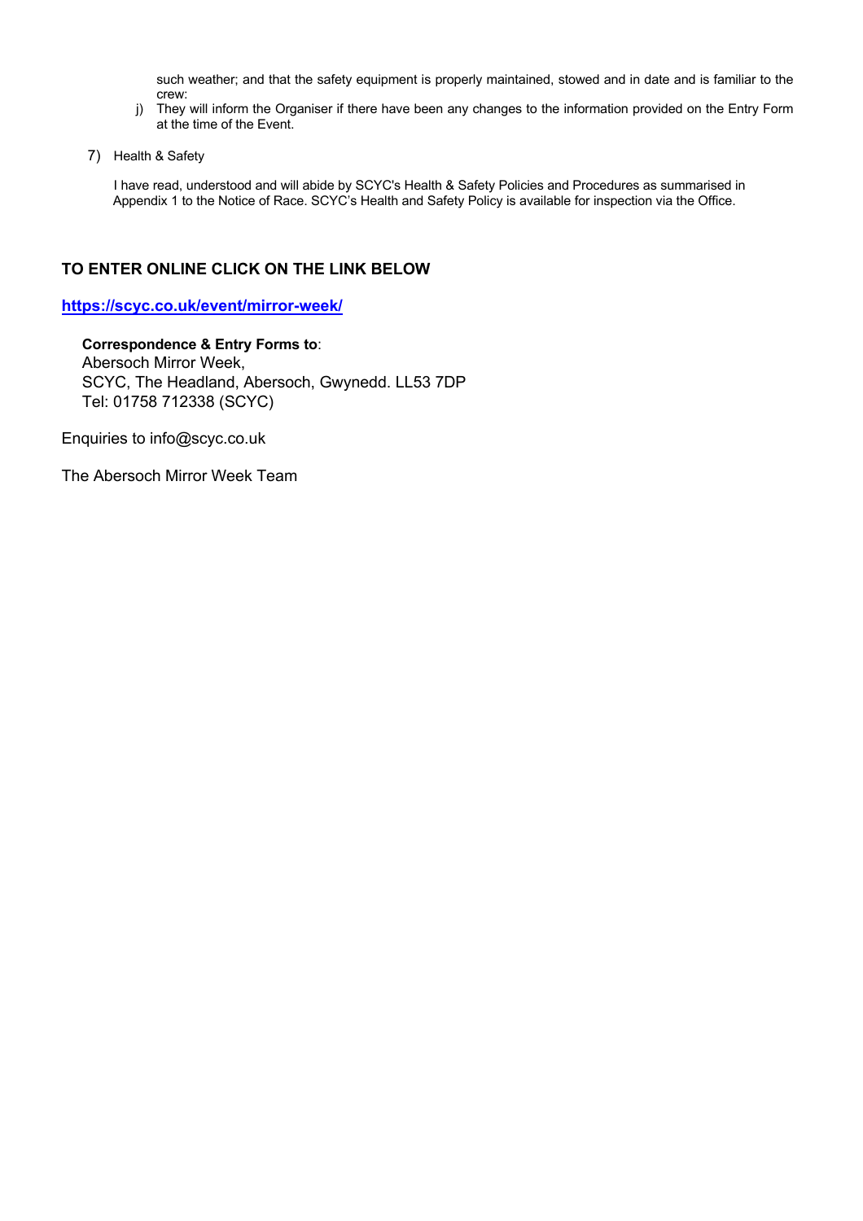such weather; and that the safety equipment is properly maintained, stowed and in date and is familiar to the crew:

j) They will inform the Organiser if there have been any changes to the information provided on the Entry Form at the time of the Event.

7) Health & Safety

I have read, understood and will abide by SCYC's Health & Safety Policies and Procedures as summarised in Appendix 1 to the Notice of Race. SCYC's Health and Safety Policy is available for inspection via the Office.

**TO ENTER ONLINE CLICK ON THE LINK BELOW**

**https://scyc.co.uk/event/mirror-week/**

**Correspondence & Entry Forms to**:
Abersoch Mirror Week,
SCYC, The Headland, Abersoch, Gwynedd. LL53 7DP
Tel: 01758 712338 (SCYC)

Enquiries to info@scyc.co.uk

The Abersoch Mirror Week Team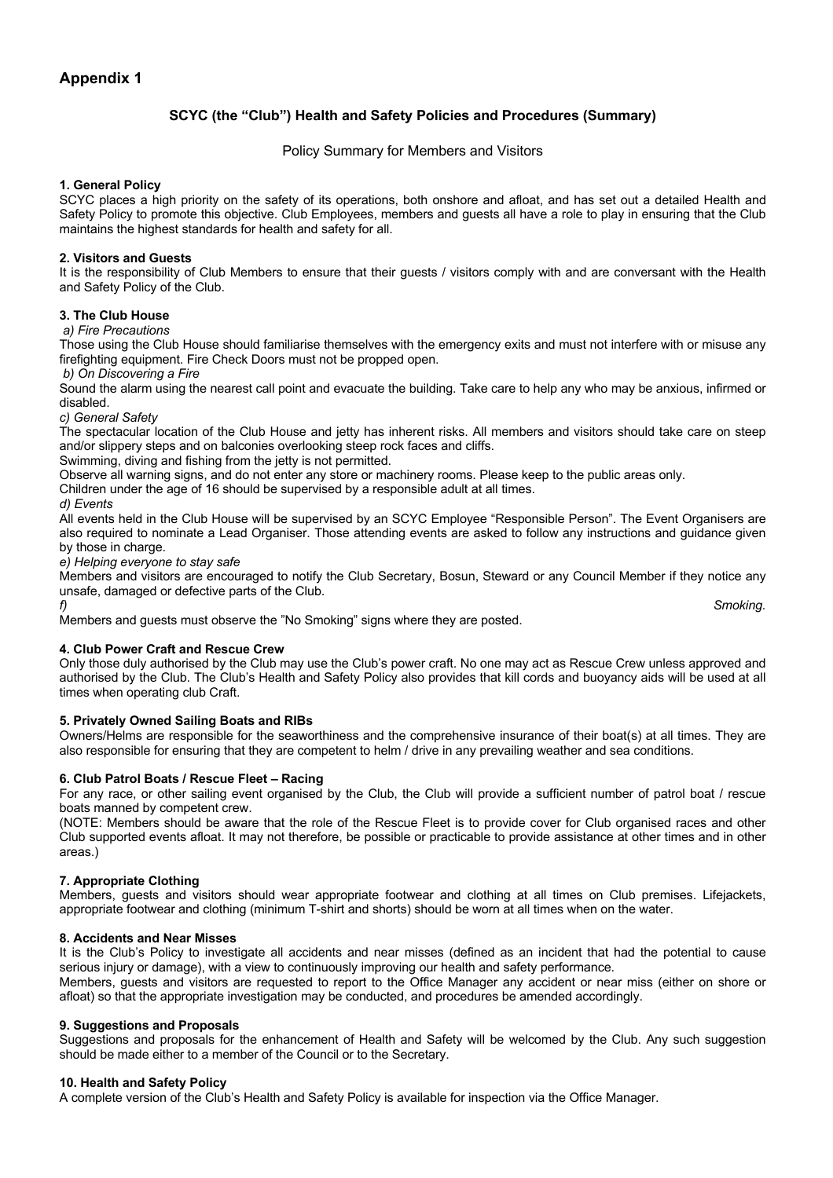## Appendix 1

### SCYC (the "Club") Health and Safety Policies and Procedures (Summary)

Policy Summary for Members and Visitors

**1. General Policy**

SCYC places a high priority on the safety of its operations, both onshore and afloat, and has set out a detailed Health and Safety Policy to promote this objective. Club Employees, members and guests all have a role to play in ensuring that the Club maintains the highest standards for health and safety for all.

**2. Visitors and Guests**

It is the responsibility of Club Members to ensure that their guests / visitors comply with and are conversant with the Health and Safety Policy of the Club.

**3. The Club House**

*a) Fire Precautions*

Those using the Club House should familiarise themselves with the emergency exits and must not interfere with or misuse any firefighting equipment. Fire Check Doors must not be propped open.

*b) On Discovering a Fire*

Sound the alarm using the nearest call point and evacuate the building. Take care to help any who may be anxious, infirmed or disabled.

*c) General Safety*

The spectacular location of the Club House and jetty has inherent risks. All members and visitors should take care on steep and/or slippery steps and on balconies overlooking steep rock faces and cliffs.

Swimming, diving and fishing from the jetty is not permitted.

Observe all warning signs, and do not enter any store or machinery rooms. Please keep to the public areas only.

Children under the age of 16 should be supervised by a responsible adult at all times.

*d) Events*

All events held in the Club House will be supervised by an SCYC Employee "Responsible Person". The Event Organisers are also required to nominate a Lead Organiser. Those attending events are asked to follow any instructions and guidance given by those in charge.

*e) Helping everyone to stay safe*

Members and visitors are encouraged to notify the Club Secretary, Bosun, Steward or any Council Member if they notice any unsafe, damaged or defective parts of the Club.

*f) Smoking.*

Members and guests must observe the "No Smoking" signs where they are posted.

**4. Club Power Craft and Rescue Crew**

Only those duly authorised by the Club may use the Club's power craft. No one may act as Rescue Crew unless approved and authorised by the Club. The Club's Health and Safety Policy also provides that kill cords and buoyancy aids will be used at all times when operating club Craft.

**5. Privately Owned Sailing Boats and RIBs**

Owners/Helms are responsible for the seaworthiness and the comprehensive insurance of their boat(s) at all times. They are also responsible for ensuring that they are competent to helm / drive in any prevailing weather and sea conditions.

**6. Club Patrol Boats / Rescue Fleet – Racing**

For any race, or other sailing event organised by the Club, the Club will provide a sufficient number of patrol boat / rescue boats manned by competent crew.

(NOTE: Members should be aware that the role of the Rescue Fleet is to provide cover for Club organised races and other Club supported events afloat. It may not therefore, be possible or practicable to provide assistance at other times and in other areas.)

**7. Appropriate Clothing**

Members, guests and visitors should wear appropriate footwear and clothing at all times on Club premises. Lifejackets, appropriate footwear and clothing (minimum T-shirt and shorts) should be worn at all times when on the water.

**8. Accidents and Near Misses**

It is the Club's Policy to investigate all accidents and near misses (defined as an incident that had the potential to cause serious injury or damage), with a view to continuously improving our health and safety performance.

Members, guests and visitors are requested to report to the Office Manager any accident or near miss (either on shore or afloat) so that the appropriate investigation may be conducted, and procedures be amended accordingly.

**9. Suggestions and Proposals**

Suggestions and proposals for the enhancement of Health and Safety will be welcomed by the Club. Any such suggestion should be made either to a member of the Council or to the Secretary.

**10. Health and Safety Policy**

A complete version of the Club's Health and Safety Policy is available for inspection via the Office Manager.